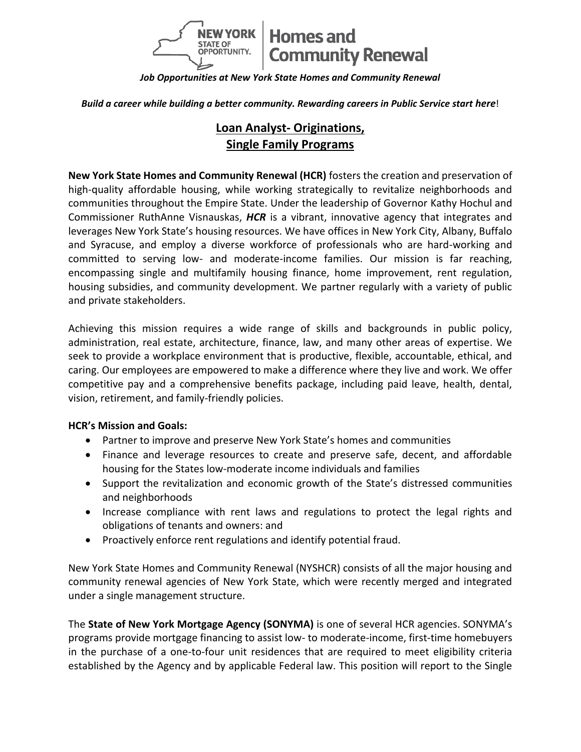*Job Opportunities at New York State Homes and Community Renewal*

***Build a career while building a better community. Rewarding careers in Public Service start here*!**

# Loan Analyst- Originations, Single Family Programs

**New York State Homes and Community Renewal (HCR)** fosters the creation and preservation of high-quality affordable housing, while working strategically to revitalize neighborhoods and communities throughout the Empire State. Under the leadership of Governor Kathy Hochul and Commissioner RuthAnne Visnauskas, ***HCR*** is a vibrant, innovative agency that integrates and leverages New York State's housing resources. We have offices in New York City, Albany, Buffalo and Syracuse, and employ a diverse workforce of professionals who are hard-working and committed to serving low- and moderate-income families. Our mission is far reaching, encompassing single and multifamily housing finance, home improvement, rent regulation, housing subsidies, and community development. We partner regularly with a variety of public and private stakeholders.

Achieving this mission requires a wide range of skills and backgrounds in public policy, administration, real estate, architecture, finance, law, and many other areas of expertise. We seek to provide a workplace environment that is productive, flexible, accountable, ethical, and caring. Our employees are empowered to make a difference where they live and work. We offer competitive pay and a comprehensive benefits package, including paid leave, health, dental, vision, retirement, and family-friendly policies.

**HCR's Mission and Goals:**

- Partner to improve and preserve New York State's homes and communities
- Finance and leverage resources to create and preserve safe, decent, and affordable housing for the States low-moderate income individuals and families
- Support the revitalization and economic growth of the State's distressed communities and neighborhoods
- Increase compliance with rent laws and regulations to protect the legal rights and obligations of tenants and owners: and
- Proactively enforce rent regulations and identify potential fraud.

New York State Homes and Community Renewal (NYSHCR) consists of all the major housing and community renewal agencies of New York State, which were recently merged and integrated under a single management structure.

The **State of New York Mortgage Agency (SONYMA)** is one of several HCR agencies. SONYMA's programs provide mortgage financing to assist low- to moderate-income, first-time homebuyers in the purchase of a one-to-four unit residences that are required to meet eligibility criteria established by the Agency and by applicable Federal law. This position will report to the Single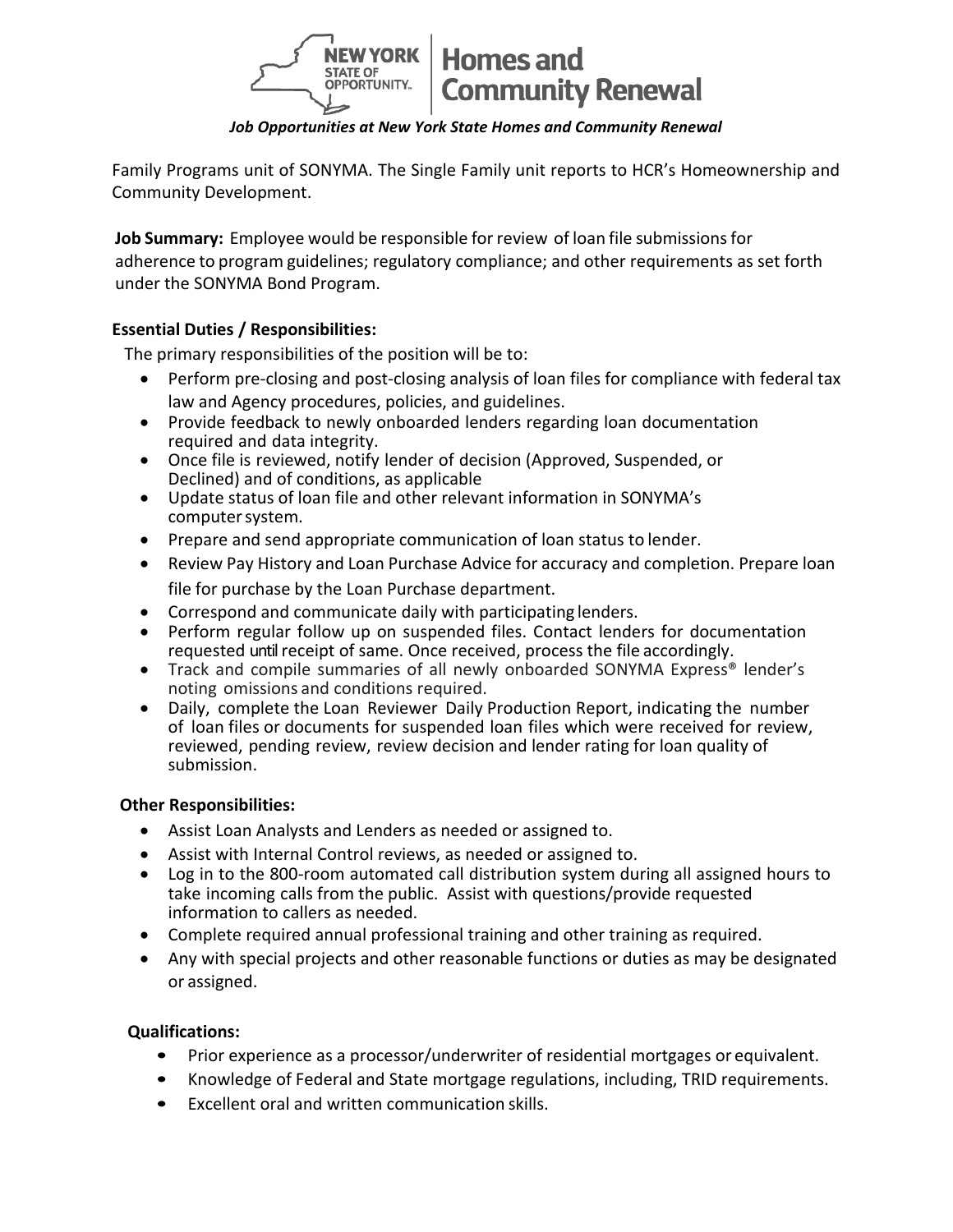Family Programs unit of SONYMA. The Single Family unit reports to HCR's Homeownership and Community Development.

**Job Summary:** Employee would be responsible for review of loan file submissions for adherence to program guidelines; regulatory compliance; and other requirements as set forth under the SONYMA Bond Program.

**Essential Duties / Responsibilities:**

The primary responsibilities of the position will be to:

- Perform pre-closing and post-closing analysis of loan files for compliance with federal tax law and Agency procedures, policies, and guidelines.
- Provide feedback to newly onboarded lenders regarding loan documentation required and data integrity.
- Once file is reviewed, notify lender of decision (Approved, Suspended, or Declined) and of conditions, as applicable
- Update status of loan file and other relevant information in SONYMA's computer system.
- Prepare and send appropriate communication of loan status to lender.
- Review Pay History and Loan Purchase Advice for accuracy and completion. Prepare loan file for purchase by the Loan Purchase department.
- Correspond and communicate daily with participating lenders.
- Perform regular follow up on suspended files. Contact lenders for documentation requested until receipt of same. Once received, process the file accordingly.
- Track and compile summaries of all newly onboarded SONYMA Express® lender's noting omissions and conditions required.
- Daily, complete the Loan Reviewer Daily Production Report, indicating the number of loan files or documents for suspended loan files which were received for review, reviewed, pending review, review decision and lender rating for loan quality of submission.

**Other Responsibilities:**

- Assist Loan Analysts and Lenders as needed or assigned to.
- Assist with Internal Control reviews, as needed or assigned to.
- Log in to the 800-room automated call distribution system during all assigned hours to take incoming calls from the public. Assist with questions/provide requested information to callers as needed.
- Complete required annual professional training and other training as required.
- Any with special projects and other reasonable functions or duties as may be designated or assigned.

**Qualifications:**

- Prior experience as a processor/underwriter of residential mortgages or equivalent.
- Knowledge of Federal and State mortgage regulations, including, TRID requirements.
- Excellent oral and written communication skills.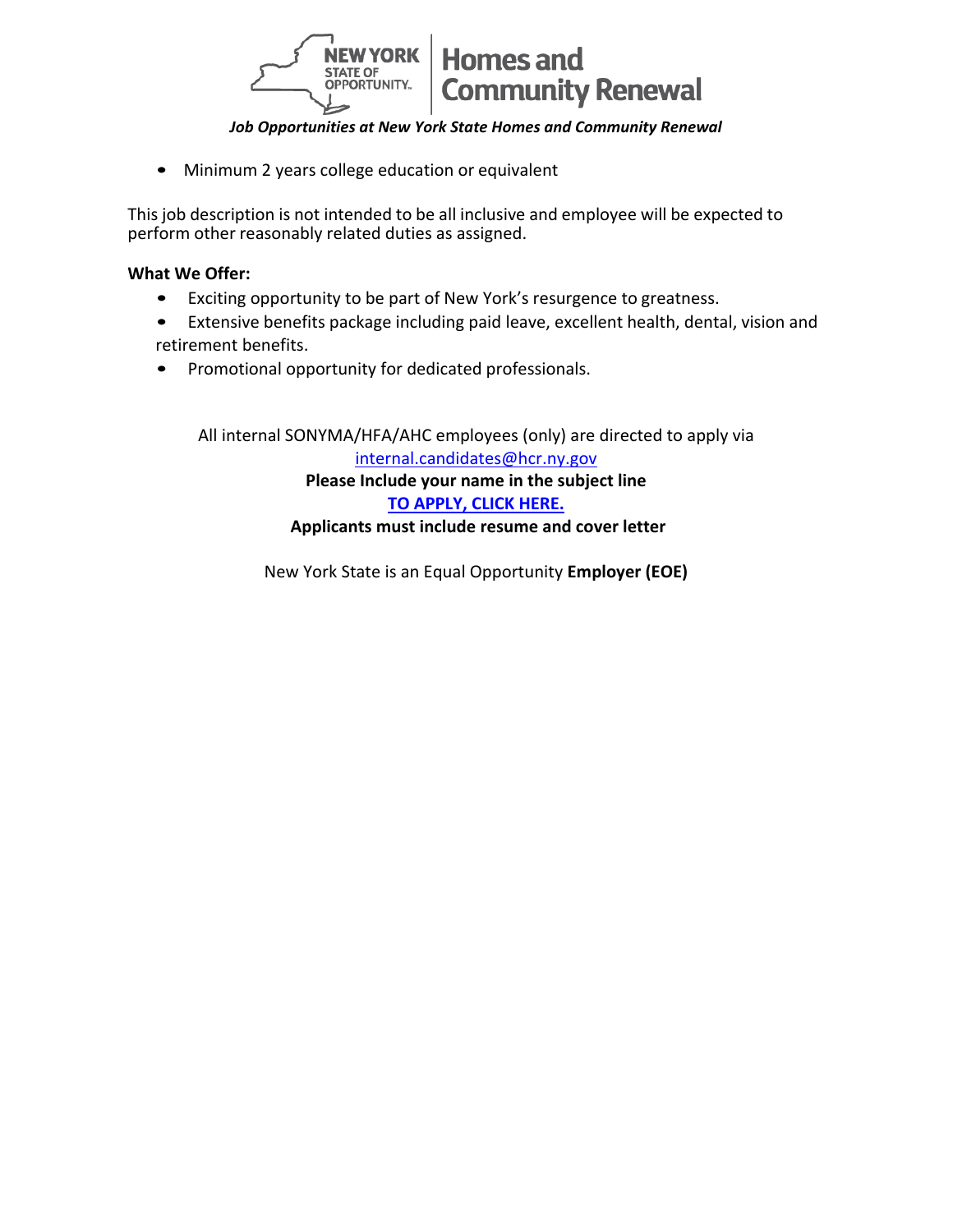- Minimum 2 years college education or equivalent

This job description is not intended to be all inclusive and employee will be expected to perform other reasonably related duties as assigned.

**What We Offer:**

- Exciting opportunity to be part of New York's resurgence to greatness.
- Extensive benefits package including paid leave, excellent health, dental, vision and retirement benefits.
- Promotional opportunity for dedicated professionals.

All internal SONYMA/HFA/AHC employees (only) are directed to apply via internal.candidates@hcr.ny.gov

**Please Include your name in the subject line**

**TO APPLY, CLICK HERE.**

**Applicants must include resume and cover letter**

New York State is an Equal Opportunity **Employer (EOE)**